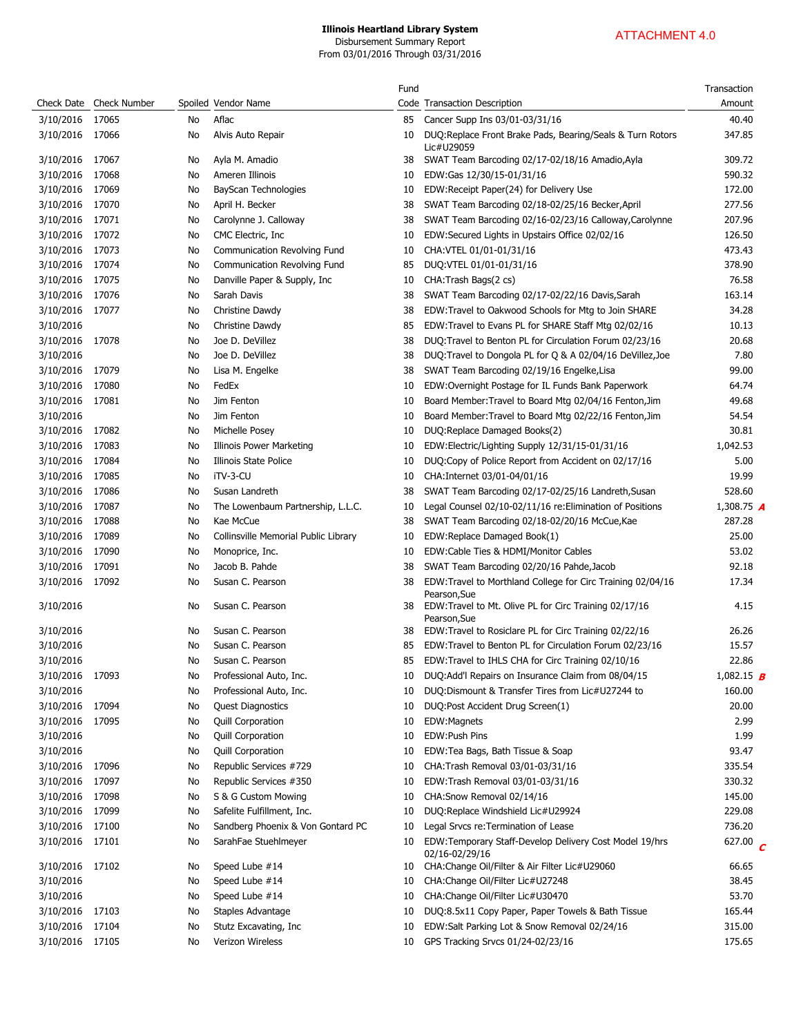**Illinois Heartland Library System**
Disbursement Summary Report
From 03/01/2016 Through 03/31/2016

ATTACHMENT 4.0

| Check Date | Check Number | Spoiled | Vendor Name | Fund Code | Transaction Description | Transaction Amount |
|---|---|---|---|---|---|---|
| 3/10/2016 | 17065 | No | Aflac | 85 | Cancer Supp Ins 03/01-03/31/16 | 40.40 |
| 3/10/2016 | 17066 | No | Alvis Auto Repair | 10 | DUQ:Replace Front Brake Pads, Bearing/Seals & Turn Rotors Lic#U29059 | 347.85 |
| 3/10/2016 | 17067 | No | Ayla M. Amadio | 38 | SWAT Team Barcoding 02/17-02/18/16 Amadio,Ayla | 309.72 |
| 3/10/2016 | 17068 | No | Ameren Illinois | 10 | EDW:Gas 12/30/15-01/31/16 | 590.32 |
| 3/10/2016 | 17069 | No | BayScan Technologies | 10 | EDW:Receipt Paper(24) for Delivery Use | 172.00 |
| 3/10/2016 | 17070 | No | April H. Becker | 38 | SWAT Team Barcoding 02/18-02/25/16 Becker,April | 277.56 |
| 3/10/2016 | 17071 | No | Carolynne J. Calloway | 38 | SWAT Team Barcoding 02/16-02/23/16 Calloway,Carolynne | 207.96 |
| 3/10/2016 | 17072 | No | CMC Electric, Inc | 10 | EDW:Secured Lights in Upstairs Office 02/02/16 | 126.50 |
| 3/10/2016 | 17073 | No | Communication Revolving Fund | 10 | CHA:VTEL 01/01-01/31/16 | 473.43 |
| 3/10/2016 | 17074 | No | Communication Revolving Fund | 85 | DUQ:VTEL 01/01-01/31/16 | 378.90 |
| 3/10/2016 | 17075 | No | Danville Paper & Supply, Inc | 10 | CHA:Trash Bags(2 cs) | 76.58 |
| 3/10/2016 | 17076 | No | Sarah Davis | 38 | SWAT Team Barcoding 02/17-02/22/16 Davis,Sarah | 163.14 |
| 3/10/2016 | 17077 | No | Christine Dawdy | 38 | EDW:Travel to Oakwood Schools for Mtg to Join SHARE | 34.28 |
| 3/10/2016 | | No | Christine Dawdy | 85 | EDW:Travel to Evans PL for SHARE Staff Mtg 02/02/16 | 10.13 |
| 3/10/2016 | 17078 | No | Joe D. DeVillez | 38 | DUQ:Travel to Benton PL for Circulation Forum 02/23/16 | 20.68 |
| 3/10/2016 | | No | Joe D. DeVillez | 38 | DUQ:Travel to Dongola PL for Q & A 02/04/16 DeVillez,Joe | 7.80 |
| 3/10/2016 | 17079 | No | Lisa M. Engelke | 38 | SWAT Team Barcoding 02/19/16 Engelke,Lisa | 99.00 |
| 3/10/2016 | 17080 | No | FedEx | 10 | EDW:Overnight Postage for IL Funds Bank Paperwork | 64.74 |
| 3/10/2016 | 17081 | No | Jim Fenton | 10 | Board Member:Travel to Board Mtg 02/04/16 Fenton,Jim | 49.68 |
| 3/10/2016 | | No | Jim Fenton | 10 | Board Member:Travel to Board Mtg 02/22/16 Fenton,Jim | 54.54 |
| 3/10/2016 | 17082 | No | Michelle Posey | 10 | DUQ:Replace Damaged Books(2) | 30.81 |
| 3/10/2016 | 17083 | No | Illinois Power Marketing | 10 | EDW:Electric/Lighting Supply 12/31/15-01/31/16 | 1,042.53 |
| 3/10/2016 | 17084 | No | Illinois State Police | 10 | DUQ:Copy of Police Report from Accident on 02/17/16 | 5.00 |
| 3/10/2016 | 17085 | No | iTV-3-CU | 10 | CHA:Internet 03/01-04/01/16 | 19.99 |
| 3/10/2016 | 17086 | No | Susan Landreth | 38 | SWAT Team Barcoding 02/17-02/25/16 Landreth,Susan | 528.60 |
| 3/10/2016 | 17087 | No | The Lowenbaum Partnership, L.L.C. | 10 | Legal Counsel 02/10-02/11/16 re:Elimination of Positions | 1,308.75 *A* |
| 3/10/2016 | 17088 | No | Kae McCue | 38 | SWAT Team Barcoding 02/18-02/20/16 McCue,Kae | 287.28 |
| 3/10/2016 | 17089 | No | Collinsville Memorial Public Library | 10 | EDW:Replace Damaged Book(1) | 25.00 |
| 3/10/2016 | 17090 | No | Monoprice, Inc. | 10 | EDW:Cable Ties & HDMI/Monitor Cables | 53.02 |
| 3/10/2016 | 17091 | No | Jacob B. Pahde | 38 | SWAT Team Barcoding 02/20/16 Pahde,Jacob | 92.18 |
| 3/10/2016 | 17092 | No | Susan C. Pearson | 38 | EDW:Travel to Morthland College for Circ Training 02/04/16 Pearson,Sue | 17.34 |
| 3/10/2016 | | No | Susan C. Pearson | 38 | EDW:Travel to Mt. Olive PL for Circ Training 02/17/16 Pearson,Sue | 4.15 |
| 3/10/2016 | | No | Susan C. Pearson | 38 | EDW:Travel to Rosiclare PL for Circ Training 02/22/16 | 26.26 |
| 3/10/2016 | | No | Susan C. Pearson | 85 | EDW:Travel to Benton PL for Circulation Forum 02/23/16 | 15.57 |
| 3/10/2016 | | No | Susan C. Pearson | 85 | EDW:Travel to IHLS CHA for Circ Training 02/10/16 | 22.86 |
| 3/10/2016 | 17093 | No | Professional Auto, Inc. | 10 | DUQ:Add'l Repairs on Insurance Claim from 08/04/15 | 1,082.15 *B* |
| 3/10/2016 | | No | Professional Auto, Inc. | 10 | DUQ:Dismount & Transfer Tires from Lic#U27244 to | 160.00 |
| 3/10/2016 | 17094 | No | Quest Diagnostics | 10 | DUQ:Post Accident Drug Screen(1) | 20.00 |
| 3/10/2016 | 17095 | No | Quill Corporation | 10 | EDW:Magnets | 2.99 |
| 3/10/2016 | | No | Quill Corporation | 10 | EDW:Push Pins | 1.99 |
| 3/10/2016 | | No | Quill Corporation | 10 | EDW:Tea Bags, Bath Tissue & Soap | 93.47 |
| 3/10/2016 | 17096 | No | Republic Services #729 | 10 | CHA:Trash Removal 03/01-03/31/16 | 335.54 |
| 3/10/2016 | 17097 | No | Republic Services #350 | 10 | EDW:Trash Removal 03/01-03/31/16 | 330.32 |
| 3/10/2016 | 17098 | No | S & G Custom Mowing | 10 | CHA:Snow Removal 02/14/16 | 145.00 |
| 3/10/2016 | 17099 | No | Safelite Fulfillment, Inc. | 10 | DUQ:Replace Windshield Lic#U29924 | 229.08 |
| 3/10/2016 | 17100 | No | Sandberg Phoenix & Von Gontard PC | 10 | Legal Srvcs re:Termination of Lease | 736.20 |
| 3/10/2016 | 17101 | No | SarahFae Stuehlmeyer | 10 | EDW:Temporary Staff-Develop Delivery Cost Model 19/hrs 02/16-02/29/16 | 627.00 *C* |
| 3/10/2016 | 17102 | No | Speed Lube #14 | 10 | CHA:Change Oil/Filter & Air Filter Lic#U29060 | 66.65 |
| 3/10/2016 | | No | Speed Lube #14 | 10 | CHA:Change Oil/Filter Lic#U27248 | 38.45 |
| 3/10/2016 | | No | Speed Lube #14 | 10 | CHA:Change Oil/Filter Lic#U30470 | 53.70 |
| 3/10/2016 | 17103 | No | Staples Advantage | 10 | DUQ:8.5x11 Copy Paper, Paper Towels & Bath Tissue | 165.44 |
| 3/10/2016 | 17104 | No | Stutz Excavating, Inc | 10 | EDW:Salt Parking Lot & Snow Removal 02/24/16 | 315.00 |
| 3/10/2016 | 17105 | No | Verizon Wireless | 10 | GPS Tracking Srvcs 01/24-02/23/16 | 175.65 |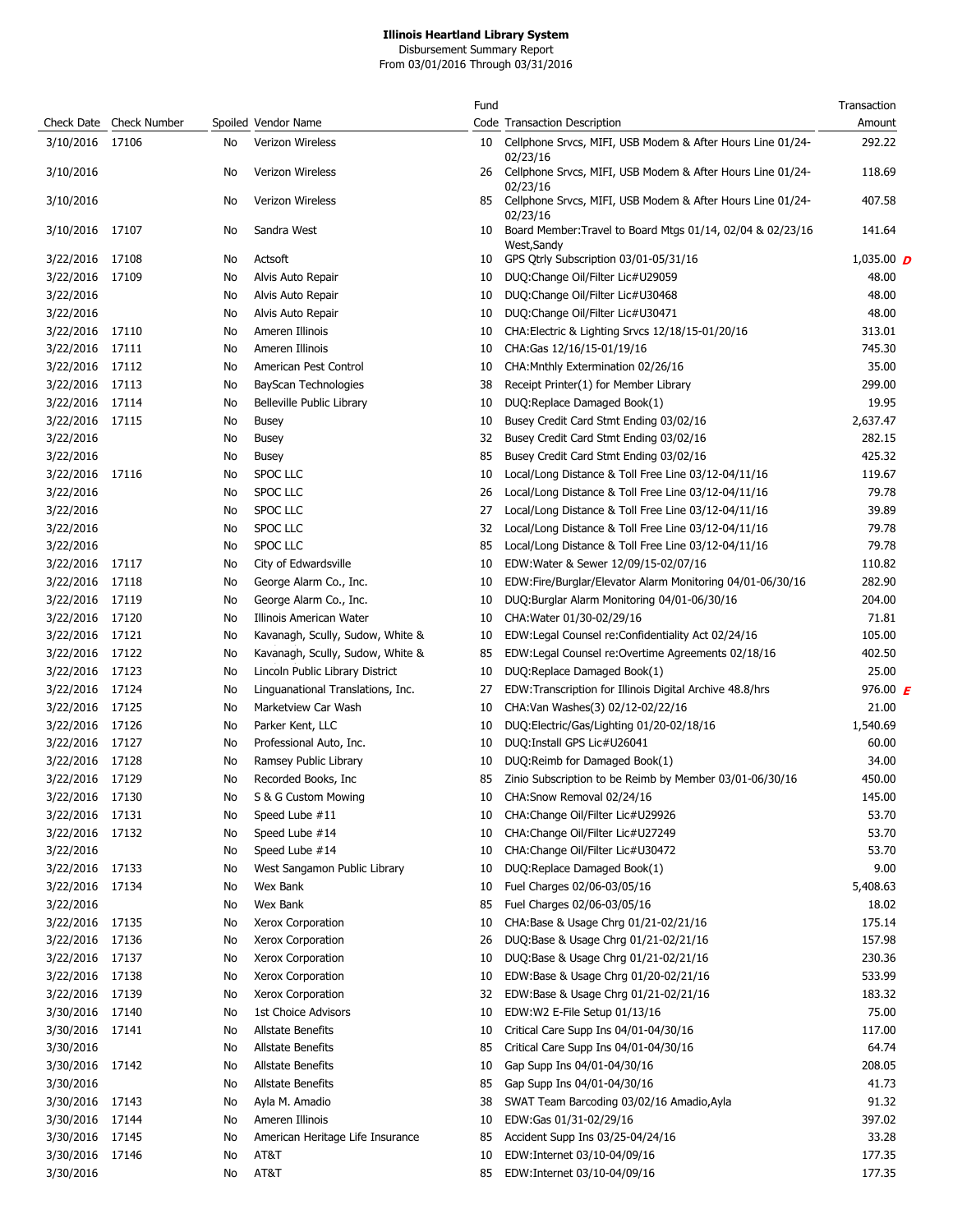**Illinois Heartland Library System**
Disbursement Summary Report
From 03/01/2016 Through 03/31/2016

| Check Date | Check Number | Spoiled | Vendor Name | Fund Code | Transaction Description | Transaction Amount |
|---|---|---|---|---|---|---|
| 3/10/2016 | 17106 | No | Verizon Wireless | 10 | Cellphone Srvcs, MIFI, USB Modem & After Hours Line 01/24-02/23/16 | 292.22 |
| 3/10/2016 | | No | Verizon Wireless | 26 | Cellphone Srvcs, MIFI, USB Modem & After Hours Line 01/24-02/23/16 | 118.69 |
| 3/10/2016 | | No | Verizon Wireless | 85 | Cellphone Srvcs, MIFI, USB Modem & After Hours Line 01/24-02/23/16 | 407.58 |
| 3/10/2016 | 17107 | No | Sandra West | 10 | Board Member:Travel to Board Mtgs 01/14, 02/04 & 02/23/16 West,Sandy | 141.64 |
| 3/22/2016 | 17108 | No | Actsoft | 10 | GPS Qtrly Subscription 03/01-05/31/16 | 1,035.00 *D* |
| 3/22/2016 | 17109 | No | Alvis Auto Repair | 10 | DUQ:Change Oil/Filter Lic#U29059 | 48.00 |
| 3/22/2016 | | No | Alvis Auto Repair | 10 | DUQ:Change Oil/Filter Lic#U30468 | 48.00 |
| 3/22/2016 | | No | Alvis Auto Repair | 10 | DUQ:Change Oil/Filter Lic#U30471 | 48.00 |
| 3/22/2016 | 17110 | No | Ameren Illinois | 10 | CHA:Electric & Lighting Srvcs 12/18/15-01/20/16 | 313.01 |
| 3/22/2016 | 17111 | No | Ameren Illinois | 10 | CHA:Gas 12/16/15-01/19/16 | 745.30 |
| 3/22/2016 | 17112 | No | American Pest Control | 10 | CHA:Mnthly Extermination 02/26/16 | 35.00 |
| 3/22/2016 | 17113 | No | BayScan Technologies | 38 | Receipt Printer(1) for Member Library | 299.00 |
| 3/22/2016 | 17114 | No | Belleville Public Library | 10 | DUQ:Replace Damaged Book(1) | 19.95 |
| 3/22/2016 | 17115 | No | Busey | 10 | Busey Credit Card Stmt Ending 03/02/16 | 2,637.47 |
| 3/22/2016 | | No | Busey | 32 | Busey Credit Card Stmt Ending 03/02/16 | 282.15 |
| 3/22/2016 | | No | Busey | 85 | Busey Credit Card Stmt Ending 03/02/16 | 425.32 |
| 3/22/2016 | 17116 | No | SPOC LLC | 10 | Local/Long Distance & Toll Free Line 03/12-04/11/16 | 119.67 |
| 3/22/2016 | | No | SPOC LLC | 26 | Local/Long Distance & Toll Free Line 03/12-04/11/16 | 79.78 |
| 3/22/2016 | | No | SPOC LLC | 27 | Local/Long Distance & Toll Free Line 03/12-04/11/16 | 39.89 |
| 3/22/2016 | | No | SPOC LLC | 32 | Local/Long Distance & Toll Free Line 03/12-04/11/16 | 79.78 |
| 3/22/2016 | | No | SPOC LLC | 85 | Local/Long Distance & Toll Free Line 03/12-04/11/16 | 79.78 |
| 3/22/2016 | 17117 | No | City of Edwardsville | 10 | EDW:Water & Sewer 12/09/15-02/07/16 | 110.82 |
| 3/22/2016 | 17118 | No | George Alarm Co., Inc. | 10 | EDW:Fire/Burglar/Elevator Alarm Monitoring 04/01-06/30/16 | 282.90 |
| 3/22/2016 | 17119 | No | George Alarm Co., Inc. | 10 | DUQ:Burglar Alarm Monitoring 04/01-06/30/16 | 204.00 |
| 3/22/2016 | 17120 | No | Illinois American Water | 10 | CHA:Water 01/30-02/29/16 | 71.81 |
| 3/22/2016 | 17121 | No | Kavanagh, Scully, Sudow, White & | 10 | EDW:Legal Counsel re:Confidentiality Act 02/24/16 | 105.00 |
| 3/22/2016 | 17122 | No | Kavanagh, Scully, Sudow, White & | 85 | EDW:Legal Counsel re:Overtime Agreements 02/18/16 | 402.50 |
| 3/22/2016 | 17123 | No | Lincoln Public Library District | 10 | DUQ:Replace Damaged Book(1) | 25.00 |
| 3/22/2016 | 17124 | No | Linguanational Translations, Inc. | 27 | EDW:Transcription for Illinois Digital Archive 48.8/hrs | 976.00 *E* |
| 3/22/2016 | 17125 | No | Marketview Car Wash | 10 | CHA:Van Washes(3) 02/12-02/22/16 | 21.00 |
| 3/22/2016 | 17126 | No | Parker Kent, LLC | 10 | DUQ:Electric/Gas/Lighting 01/20-02/18/16 | 1,540.69 |
| 3/22/2016 | 17127 | No | Professional Auto, Inc. | 10 | DUQ:Install GPS Lic#U26041 | 60.00 |
| 3/22/2016 | 17128 | No | Ramsey Public Library | 10 | DUQ:Reimb for Damaged Book(1) | 34.00 |
| 3/22/2016 | 17129 | No | Recorded Books, Inc | 85 | Zinio Subscription to be Reimb by Member 03/01-06/30/16 | 450.00 |
| 3/22/2016 | 17130 | No | S & G Custom Mowing | 10 | CHA:Snow Removal 02/24/16 | 145.00 |
| 3/22/2016 | 17131 | No | Speed Lube #11 | 10 | CHA:Change Oil/Filter Lic#U29926 | 53.70 |
| 3/22/2016 | 17132 | No | Speed Lube #14 | 10 | CHA:Change Oil/Filter Lic#U27249 | 53.70 |
| 3/22/2016 | | No | Speed Lube #14 | 10 | CHA:Change Oil/Filter Lic#U30472 | 53.70 |
| 3/22/2016 | 17133 | No | West Sangamon Public Library | 10 | DUQ:Replace Damaged Book(1) | 9.00 |
| 3/22/2016 | 17134 | No | Wex Bank | 10 | Fuel Charges 02/06-03/05/16 | 5,408.63 |
| 3/22/2016 | | No | Wex Bank | 85 | Fuel Charges 02/06-03/05/16 | 18.02 |
| 3/22/2016 | 17135 | No | Xerox Corporation | 10 | CHA:Base & Usage Chrg 01/21-02/21/16 | 175.14 |
| 3/22/2016 | 17136 | No | Xerox Corporation | 26 | DUQ:Base & Usage Chrg 01/21-02/21/16 | 157.98 |
| 3/22/2016 | 17137 | No | Xerox Corporation | 10 | DUQ:Base & Usage Chrg 01/21-02/21/16 | 230.36 |
| 3/22/2016 | 17138 | No | Xerox Corporation | 10 | EDW:Base & Usage Chrg 01/20-02/21/16 | 533.99 |
| 3/22/2016 | 17139 | No | Xerox Corporation | 32 | EDW:Base & Usage Chrg 01/21-02/21/16 | 183.32 |
| 3/30/2016 | 17140 | No | 1st Choice Advisors | 10 | EDW:W2 E-File Setup 01/13/16 | 75.00 |
| 3/30/2016 | 17141 | No | Allstate Benefits | 10 | Critical Care Supp Ins 04/01-04/30/16 | 117.00 |
| 3/30/2016 | | No | Allstate Benefits | 85 | Critical Care Supp Ins 04/01-04/30/16 | 64.74 |
| 3/30/2016 | 17142 | No | Allstate Benefits | 10 | Gap Supp Ins 04/01-04/30/16 | 208.05 |
| 3/30/2016 | | No | Allstate Benefits | 85 | Gap Supp Ins 04/01-04/30/16 | 41.73 |
| 3/30/2016 | 17143 | No | Ayla M. Amadio | 38 | SWAT Team Barcoding 03/02/16 Amadio,Ayla | 91.32 |
| 3/30/2016 | 17144 | No | Ameren Illinois | 10 | EDW:Gas 01/31-02/29/16 | 397.02 |
| 3/30/2016 | 17145 | No | American Heritage Life Insurance | 85 | Accident Supp Ins 03/25-04/24/16 | 33.28 |
| 3/30/2016 | 17146 | No | AT&T | 10 | EDW:Internet 03/10-04/09/16 | 177.35 |
| 3/30/2016 | | No | AT&T | 85 | EDW:Internet 03/10-04/09/16 | 177.35 |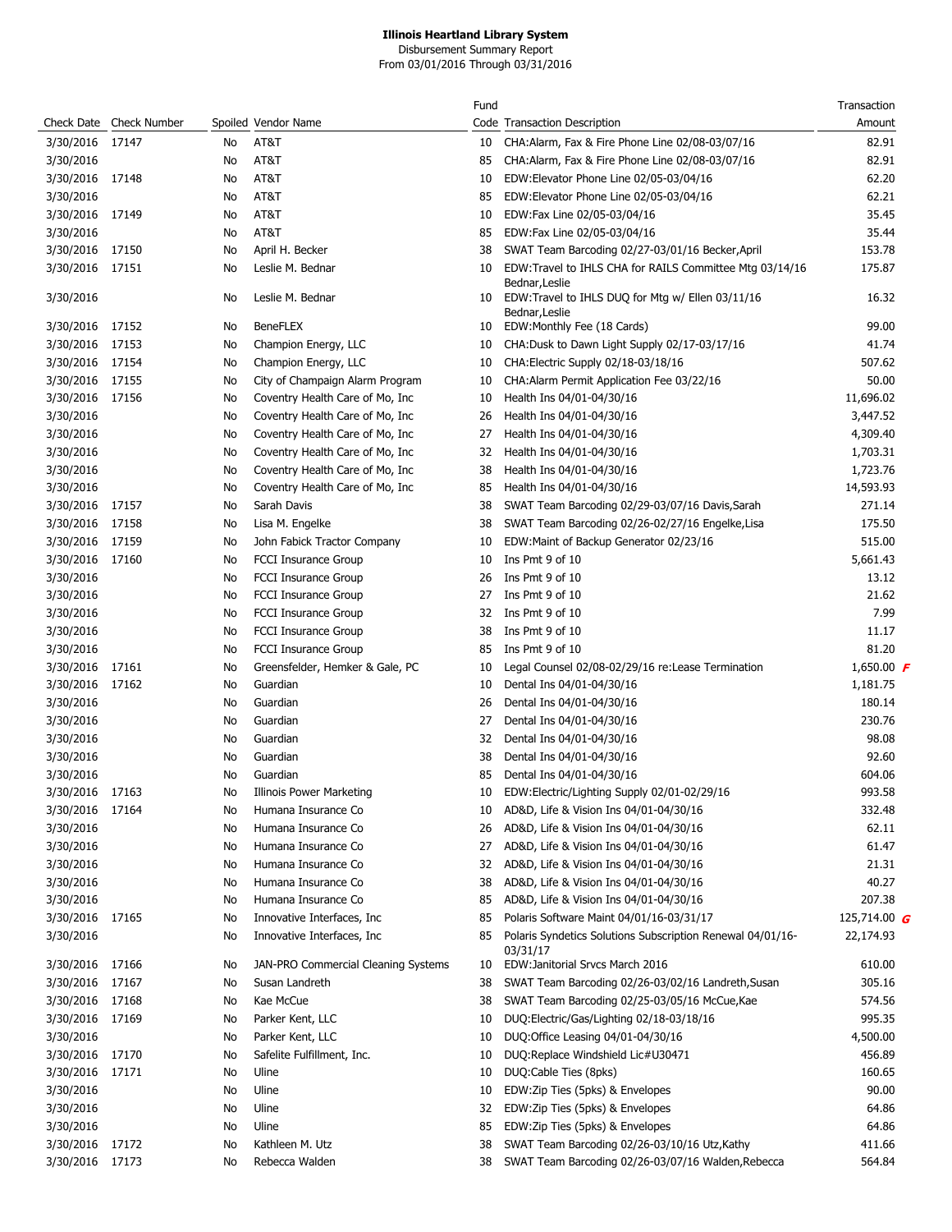**Illinois Heartland Library System**
Disbursement Summary Report
From 03/01/2016 Through 03/31/2016

| Check Date | Check Number | Spoiled | Vendor Name | Fund Code | Transaction Description | Transaction Amount |
|---|---|---|---|---|---|---|
| 3/30/2016 | 17147 | No | AT&T | 10 | CHA:Alarm, Fax & Fire Phone Line 02/08-03/07/16 | 82.91 |
| 3/30/2016 | | No | AT&T | 85 | CHA:Alarm, Fax & Fire Phone Line 02/08-03/07/16 | 82.91 |
| 3/30/2016 | 17148 | No | AT&T | 10 | EDW:Elevator Phone Line 02/05-03/04/16 | 62.20 |
| 3/30/2016 | | No | AT&T | 85 | EDW:Elevator Phone Line 02/05-03/04/16 | 62.21 |
| 3/30/2016 | 17149 | No | AT&T | 10 | EDW:Fax Line 02/05-03/04/16 | 35.45 |
| 3/30/2016 | | No | AT&T | 85 | EDW:Fax Line 02/05-03/04/16 | 35.44 |
| 3/30/2016 | 17150 | No | April H. Becker | 38 | SWAT Team Barcoding 02/27-03/01/16 Becker,April | 153.78 |
| 3/30/2016 | 17151 | No | Leslie M. Bednar | 10 | EDW:Travel to IHLS CHA for RAILS Committee Mtg 03/14/16 Bednar,Leslie | 175.87 |
| 3/30/2016 | | No | Leslie M. Bednar | 10 | EDW:Travel to IHLS DUQ for Mtg w/ Ellen 03/11/16 Bednar,Leslie | 16.32 |
| 3/30/2016 | 17152 | No | BeneFLEX | 10 | EDW:Monthly Fee (18 Cards) | 99.00 |
| 3/30/2016 | 17153 | No | Champion Energy, LLC | 10 | CHA:Dusk to Dawn Light Supply 02/17-03/17/16 | 41.74 |
| 3/30/2016 | 17154 | No | Champion Energy, LLC | 10 | CHA:Electric Supply 02/18-03/18/16 | 507.62 |
| 3/30/2016 | 17155 | No | City of Champaign Alarm Program | 10 | CHA:Alarm Permit Application Fee 03/22/16 | 50.00 |
| 3/30/2016 | 17156 | No | Coventry Health Care of Mo, Inc | 10 | Health Ins 04/01-04/30/16 | 11,696.02 |
| 3/30/2016 | | No | Coventry Health Care of Mo, Inc | 26 | Health Ins 04/01-04/30/16 | 3,447.52 |
| 3/30/2016 | | No | Coventry Health Care of Mo, Inc | 27 | Health Ins 04/01-04/30/16 | 4,309.40 |
| 3/30/2016 | | No | Coventry Health Care of Mo, Inc | 32 | Health Ins 04/01-04/30/16 | 1,703.31 |
| 3/30/2016 | | No | Coventry Health Care of Mo, Inc | 38 | Health Ins 04/01-04/30/16 | 1,723.76 |
| 3/30/2016 | | No | Coventry Health Care of Mo, Inc | 85 | Health Ins 04/01-04/30/16 | 14,593.93 |
| 3/30/2016 | 17157 | No | Sarah Davis | 38 | SWAT Team Barcoding 02/29-03/07/16 Davis,Sarah | 271.14 |
| 3/30/2016 | 17158 | No | Lisa M. Engelke | 38 | SWAT Team Barcoding 02/26-02/27/16 Engelke,Lisa | 175.50 |
| 3/30/2016 | 17159 | No | John Fabick Tractor Company | 10 | EDW:Maint of Backup Generator 02/23/16 | 515.00 |
| 3/30/2016 | 17160 | No | FCCI Insurance Group | 10 | Ins Pmt 9 of 10 | 5,661.43 |
| 3/30/2016 | | No | FCCI Insurance Group | 26 | Ins Pmt 9 of 10 | 13.12 |
| 3/30/2016 | | No | FCCI Insurance Group | 27 | Ins Pmt 9 of 10 | 21.62 |
| 3/30/2016 | | No | FCCI Insurance Group | 32 | Ins Pmt 9 of 10 | 7.99 |
| 3/30/2016 | | No | FCCI Insurance Group | 38 | Ins Pmt 9 of 10 | 11.17 |
| 3/30/2016 | | No | FCCI Insurance Group | 85 | Ins Pmt 9 of 10 | 81.20 |
| 3/30/2016 | 17161 | No | Greensfelder, Hemker & Gale, PC | 10 | Legal Counsel 02/08-02/29/16 re:Lease Termination | 1,650.00 *F* |
| 3/30/2016 | 17162 | No | Guardian | 10 | Dental Ins 04/01-04/30/16 | 1,181.75 |
| 3/30/2016 | | No | Guardian | 26 | Dental Ins 04/01-04/30/16 | 180.14 |
| 3/30/2016 | | No | Guardian | 27 | Dental Ins 04/01-04/30/16 | 230.76 |
| 3/30/2016 | | No | Guardian | 32 | Dental Ins 04/01-04/30/16 | 98.08 |
| 3/30/2016 | | No | Guardian | 38 | Dental Ins 04/01-04/30/16 | 92.60 |
| 3/30/2016 | | No | Guardian | 85 | Dental Ins 04/01-04/30/16 | 604.06 |
| 3/30/2016 | 17163 | No | Illinois Power Marketing | 10 | EDW:Electric/Lighting Supply 02/01-02/29/16 | 993.58 |
| 3/30/2016 | 17164 | No | Humana Insurance Co | 10 | AD&D, Life & Vision Ins 04/01-04/30/16 | 332.48 |
| 3/30/2016 | | No | Humana Insurance Co | 26 | AD&D, Life & Vision Ins 04/01-04/30/16 | 62.11 |
| 3/30/2016 | | No | Humana Insurance Co | 27 | AD&D, Life & Vision Ins 04/01-04/30/16 | 61.47 |
| 3/30/2016 | | No | Humana Insurance Co | 32 | AD&D, Life & Vision Ins 04/01-04/30/16 | 21.31 |
| 3/30/2016 | | No | Humana Insurance Co | 38 | AD&D, Life & Vision Ins 04/01-04/30/16 | 40.27 |
| 3/30/2016 | | No | Humana Insurance Co | 85 | AD&D, Life & Vision Ins 04/01-04/30/16 | 207.38 |
| 3/30/2016 | 17165 | No | Innovative Interfaces, Inc | 85 | Polaris Software Maint 04/01/16-03/31/17 | 125,714.00 *G* |
| 3/30/2016 | | No | Innovative Interfaces, Inc | 85 | Polaris Syndetics Solutions Subscription Renewal 04/01/16-03/31/17 | 22,174.93 |
| 3/30/2016 | 17166 | No | JAN-PRO Commercial Cleaning Systems | 10 | EDW:Janitorial Srvcs March 2016 | 610.00 |
| 3/30/2016 | 17167 | No | Susan Landreth | 38 | SWAT Team Barcoding 02/26-03/02/16 Landreth,Susan | 305.16 |
| 3/30/2016 | 17168 | No | Kae McCue | 38 | SWAT Team Barcoding 02/25-03/05/16 McCue,Kae | 574.56 |
| 3/30/2016 | 17169 | No | Parker Kent, LLC | 10 | DUQ:Electric/Gas/Lighting 02/18-03/18/16 | 995.35 |
| 3/30/2016 | | No | Parker Kent, LLC | 10 | DUQ:Office Leasing 04/01-04/30/16 | 4,500.00 |
| 3/30/2016 | 17170 | No | Safelite Fulfillment, Inc. | 10 | DUQ:Replace Windshield Lic#U30471 | 456.89 |
| 3/30/2016 | 17171 | No | Uline | 10 | DUQ:Cable Ties (8pks) | 160.65 |
| 3/30/2016 | | No | Uline | 10 | EDW:Zip Ties (5pks) & Envelopes | 90.00 |
| 3/30/2016 | | No | Uline | 32 | EDW:Zip Ties (5pks) & Envelopes | 64.86 |
| 3/30/2016 | | No | Uline | 85 | EDW:Zip Ties (5pks) & Envelopes | 64.86 |
| 3/30/2016 | 17172 | No | Kathleen M. Utz | 38 | SWAT Team Barcoding 02/26-03/10/16 Utz,Kathy | 411.66 |
| 3/30/2016 | 17173 | No | Rebecca Walden | 38 | SWAT Team Barcoding 02/26-03/07/16 Walden,Rebecca | 564.84 |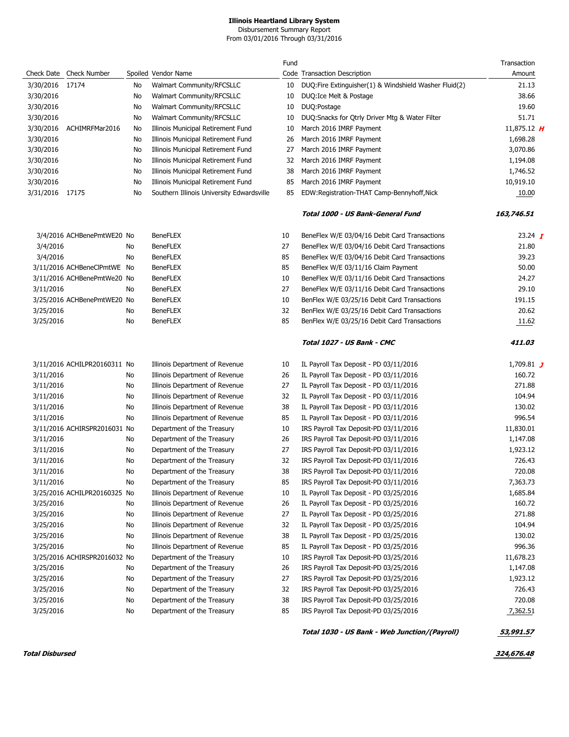**Illinois Heartland Library System**
Disbursement Summary Report
From 03/01/2016 Through 03/31/2016

| Check Date | Check Number | Spoiled | Vendor Name | Fund Code | Transaction Description | Transaction Amount |
|---|---|---|---|---|---|---|
| 3/30/2016 | 17174 | No | Walmart Community/RFCSLLC | 10 | DUQ:Fire Extinguisher(1) & Windshield Washer Fluid(2) | 21.13 |
| 3/30/2016 | | No | Walmart Community/RFCSLLC | 10 | DUQ:Ice Melt & Postage | 38.66 |
| 3/30/2016 | | No | Walmart Community/RFCSLLC | 10 | DUQ:Postage | 19.60 |
| 3/30/2016 | | No | Walmart Community/RFCSLLC | 10 | DUQ:Snacks for Qtrly Driver Mtg & Water Filter | 51.71 |
| 3/30/2016 | ACHIMRFMar2016 | No | Illinois Municipal Retirement Fund | 10 | March 2016 IMRF Payment | 11,875.12 *H* |
| 3/30/2016 | | No | Illinois Municipal Retirement Fund | 26 | March 2016 IMRF Payment | 1,698.28 |
| 3/30/2016 | | No | Illinois Municipal Retirement Fund | 27 | March 2016 IMRF Payment | 3,070.86 |
| 3/30/2016 | | No | Illinois Municipal Retirement Fund | 32 | March 2016 IMRF Payment | 1,194.08 |
| 3/30/2016 | | No | Illinois Municipal Retirement Fund | 38 | March 2016 IMRF Payment | 1,746.52 |
| 3/30/2016 | | No | Illinois Municipal Retirement Fund | 85 | March 2016 IMRF Payment | 10,919.10 |
| 3/31/2016 | 17175 | No | Southern Illinois University Edwardsville | 85 | EDW:Registration-THAT Camp-Bennyhoff,Nick | 10.00 |
| | | | | | ***Total 1000 - US Bank-General Fund*** | ***163,746.51*** |
| 3/4/2016 | ACHBenePmtWE20 | No | BeneFLEX | 10 | BeneFlex W/E 03/04/16 Debit Card Transactions | 23.24 *I* |
| 3/4/2016 | | No | BeneFLEX | 27 | BeneFlex W/E 03/04/16 Debit Card Transactions | 21.80 |
| 3/4/2016 | | No | BeneFLEX | 85 | BeneFlex W/E 03/04/16 Debit Card Transactions | 39.23 |
| 3/11/2016 | ACHBeneClPmtWE | No | BeneFLEX | 85 | BeneFlex W/E 03/11/16 Claim Payment | 50.00 |
| 3/11/2016 | ACHBenePmtWe20 | No | BeneFLEX | 10 | BeneFlex W/E 03/11/16 Debit Card Transactions | 24.27 |
| 3/11/2016 | | No | BeneFLEX | 27 | BeneFlex W/E 03/11/16 Debit Card Transactions | 29.10 |
| 3/25/2016 | ACHBenePmtWE20 | No | BeneFLEX | 10 | BenFlex W/E 03/25/16 Debit Card Transactions | 191.15 |
| 3/25/2016 | | No | BeneFLEX | 32 | BenFlex W/E 03/25/16 Debit Card Transactions | 20.62 |
| 3/25/2016 | | No | BeneFLEX | 85 | BenFlex W/E 03/25/16 Debit Card Transactions | 11.62 |
| | | | | | ***Total 1027 - US Bank - CMC*** | ***411.03*** |
| 3/11/2016 | ACHILPR20160311 | No | Illinois Department of Revenue | 10 | IL Payroll Tax Deposit - PD 03/11/2016 | 1,709.81 *J* |
| 3/11/2016 | | No | Illinois Department of Revenue | 26 | IL Payroll Tax Deposit - PD 03/11/2016 | 160.72 |
| 3/11/2016 | | No | Illinois Department of Revenue | 27 | IL Payroll Tax Deposit - PD 03/11/2016 | 271.88 |
| 3/11/2016 | | No | Illinois Department of Revenue | 32 | IL Payroll Tax Deposit - PD 03/11/2016 | 104.94 |
| 3/11/2016 | | No | Illinois Department of Revenue | 38 | IL Payroll Tax Deposit - PD 03/11/2016 | 130.02 |
| 3/11/2016 | | No | Illinois Department of Revenue | 85 | IL Payroll Tax Deposit - PD 03/11/2016 | 996.54 |
| 3/11/2016 | ACHIRSPR2016031 | No | Department of the Treasury | 10 | IRS Payroll Tax Deposit-PD 03/11/2016 | 11,830.01 |
| 3/11/2016 | | No | Department of the Treasury | 26 | IRS Payroll Tax Deposit-PD 03/11/2016 | 1,147.08 |
| 3/11/2016 | | No | Department of the Treasury | 27 | IRS Payroll Tax Deposit-PD 03/11/2016 | 1,923.12 |
| 3/11/2016 | | No | Department of the Treasury | 32 | IRS Payroll Tax Deposit-PD 03/11/2016 | 726.43 |
| 3/11/2016 | | No | Department of the Treasury | 38 | IRS Payroll Tax Deposit-PD 03/11/2016 | 720.08 |
| 3/11/2016 | | No | Department of the Treasury | 85 | IRS Payroll Tax Deposit-PD 03/11/2016 | 7,363.73 |
| 3/25/2016 | ACHILPR20160325 | No | Illinois Department of Revenue | 10 | IL Payroll Tax Deposit - PD 03/25/2016 | 1,685.84 |
| 3/25/2016 | | No | Illinois Department of Revenue | 26 | IL Payroll Tax Deposit - PD 03/25/2016 | 160.72 |
| 3/25/2016 | | No | Illinois Department of Revenue | 27 | IL Payroll Tax Deposit - PD 03/25/2016 | 271.88 |
| 3/25/2016 | | No | Illinois Department of Revenue | 32 | IL Payroll Tax Deposit - PD 03/25/2016 | 104.94 |
| 3/25/2016 | | No | Illinois Department of Revenue | 38 | IL Payroll Tax Deposit - PD 03/25/2016 | 130.02 |
| 3/25/2016 | | No | Illinois Department of Revenue | 85 | IL Payroll Tax Deposit - PD 03/25/2016 | 996.36 |
| 3/25/2016 | ACHIRSPR2016032 | No | Department of the Treasury | 10 | IRS Payroll Tax Deposit-PD 03/25/2016 | 11,678.23 |
| 3/25/2016 | | No | Department of the Treasury | 26 | IRS Payroll Tax Deposit-PD 03/25/2016 | 1,147.08 |
| 3/25/2016 | | No | Department of the Treasury | 27 | IRS Payroll Tax Deposit-PD 03/25/2016 | 1,923.12 |
| 3/25/2016 | | No | Department of the Treasury | 32 | IRS Payroll Tax Deposit-PD 03/25/2016 | 726.43 |
| 3/25/2016 | | No | Department of the Treasury | 38 | IRS Payroll Tax Deposit-PD 03/25/2016 | 720.08 |
| 3/25/2016 | | No | Department of the Treasury | 85 | IRS Payroll Tax Deposit-PD 03/25/2016 | 7,362.51 |
| | | | | | ***Total 1030 - US Bank - Web Junction/(Payroll)*** | ***53,991.57*** |
| ***Total Disbursed*** | | | | | | ***324,676.48*** |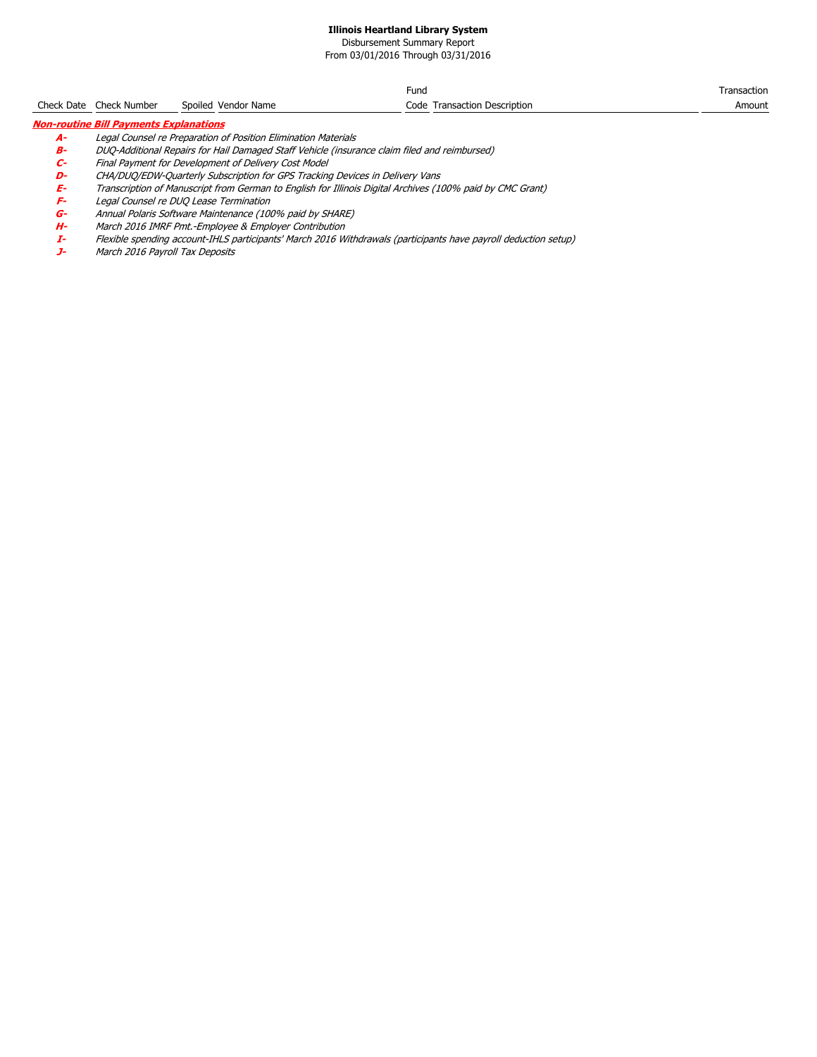**Illinois Heartland Library System**
Disbursement Summary Report
From 03/01/2016 Through 03/31/2016

| Check Date | Check Number | Spoiled | Vendor Name | Fund Code | Transaction Description | Transaction Amount |
|---|---|---|---|---|---|---|

***Non-routine Bill Payments Explanations***

- ***A-*** *Legal Counsel re Preparation of Position Elimination Materials*
- ***B-*** *DUQ-Additional Repairs for Hail Damaged Staff Vehicle (insurance claim filed and reimbursed)*
- ***C-*** *Final Payment for Development of Delivery Cost Model*
- ***D-*** *CHA/DUQ/EDW-Quarterly Subscription for GPS Tracking Devices in Delivery Vans*
- ***E-*** *Transcription of Manuscript from German to English for Illinois Digital Archives (100% paid by CMC Grant)*
- ***F-*** *Legal Counsel re DUQ Lease Termination*
- ***G-*** *Annual Polaris Software Maintenance (100% paid by SHARE)*
- ***H-*** *March 2016 IMRF Pmt.-Employee & Employer Contribution*
- ***I-*** *Flexible spending account-IHLS participants' March 2016 Withdrawals (participants have payroll deduction setup)*
- ***J-*** *March 2016 Payroll Tax Deposits*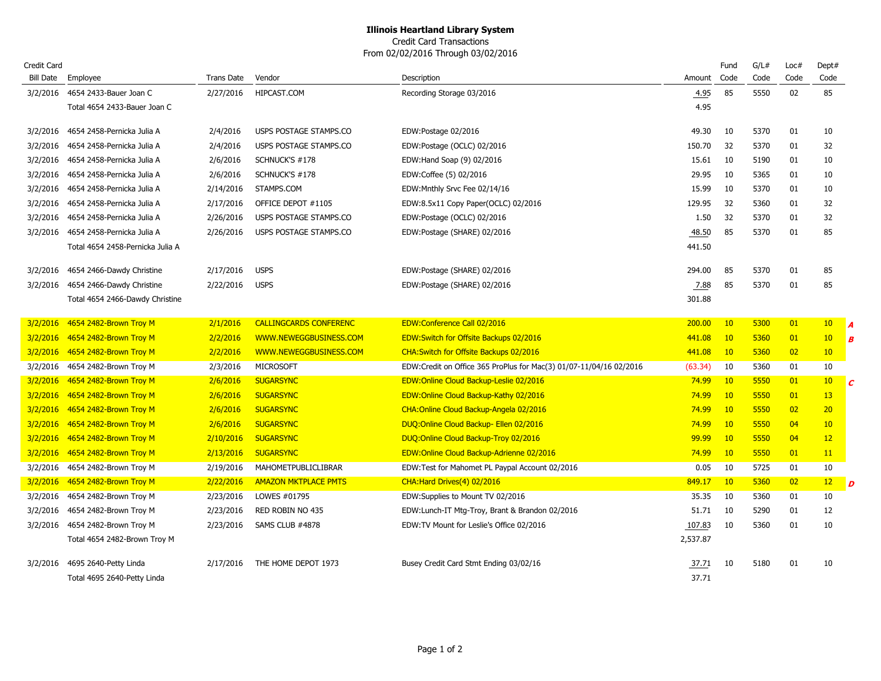# Illinois Heartland Library System

Credit Card Transactions

From 02/02/2016 Through 03/02/2016

| Credit Card Bill Date | Employee | Trans Date | Vendor | Description | Amount | Fund Code | G/L# Code | Loc# Code | Dept# Code | |
|---|---|---|---|---|---|---|---|---|---|---|
| 3/2/2016 | 4654 2433-Bauer Joan C | 2/27/2016 | HIPCAST.COM | Recording Storage 03/2016 | 4.95 | 85 | 5550 | 02 | 85 | |
| | Total 4654 2433-Bauer Joan C | | | | 4.95 | | | | | |
| 3/2/2016 | 4654 2458-Pernicka Julia A | 2/4/2016 | USPS POSTAGE STAMPS.CO | EDW:Postage 02/2016 | 49.30 | 10 | 5370 | 01 | 10 | |
| 3/2/2016 | 4654 2458-Pernicka Julia A | 2/4/2016 | USPS POSTAGE STAMPS.CO | EDW:Postage (OCLC) 02/2016 | 150.70 | 32 | 5370 | 01 | 32 | |
| 3/2/2016 | 4654 2458-Pernicka Julia A | 2/6/2016 | SCHNUCK'S #178 | EDW:Hand Soap (9) 02/2016 | 15.61 | 10 | 5190 | 01 | 10 | |
| 3/2/2016 | 4654 2458-Pernicka Julia A | 2/6/2016 | SCHNUCK'S #178 | EDW:Coffee (5) 02/2016 | 29.95 | 10 | 5365 | 01 | 10 | |
| 3/2/2016 | 4654 2458-Pernicka Julia A | 2/14/2016 | STAMPS.COM | EDW:Mnthly Srvc Fee 02/14/16 | 15.99 | 10 | 5370 | 01 | 10 | |
| 3/2/2016 | 4654 2458-Pernicka Julia A | 2/17/2016 | OFFICE DEPOT #1105 | EDW:8.5x11 Copy Paper(OCLC) 02/2016 | 129.95 | 32 | 5360 | 01 | 32 | |
| 3/2/2016 | 4654 2458-Pernicka Julia A | 2/26/2016 | USPS POSTAGE STAMPS.CO | EDW:Postage (OCLC) 02/2016 | 1.50 | 32 | 5370 | 01 | 32 | |
| 3/2/2016 | 4654 2458-Pernicka Julia A | 2/26/2016 | USPS POSTAGE STAMPS.CO | EDW:Postage (SHARE) 02/2016 | 48.50 | 85 | 5370 | 01 | 85 | |
| | Total 4654 2458-Pernicka Julia A | | | | 441.50 | | | | | |
| 3/2/2016 | 4654 2466-Dawdy Christine | 2/17/2016 | USPS | EDW:Postage (SHARE) 02/2016 | 294.00 | 85 | 5370 | 01 | 85 | |
| 3/2/2016 | 4654 2466-Dawdy Christine | 2/22/2016 | USPS | EDW:Postage (SHARE) 02/2016 | 7.88 | 85 | 5370 | 01 | 85 | |
| | Total 4654 2466-Dawdy Christine | | | | 301.88 | | | | | |
| 3/2/2016 | 4654 2482-Brown Troy M | 2/1/2016 | CALLINGCARDS CONFERENC | EDW:Conference Call 02/2016 | 200.00 | 10 | 5300 | 01 | 10 | A |
| 3/2/2016 | 4654 2482-Brown Troy M | 2/2/2016 | WWW.NEWEGGBUSINESS.COM | EDW:Switch for Offsite Backups 02/2016 | 441.08 | 10 | 5360 | 01 | 10 | B |
| 3/2/2016 | 4654 2482-Brown Troy M | 2/2/2016 | WWW.NEWEGGBUSINESS.COM | CHA:Switch for Offsite Backups 02/2016 | 441.08 | 10 | 5360 | 02 | 10 | |
| 3/2/2016 | 4654 2482-Brown Troy M | 2/3/2016 | MICROSOFT | EDW:Credit on Office 365 ProPlus for Mac(3) 01/07-11/04/16 02/2016 | (63.34) | 10 | 5360 | 01 | 10 | |
| 3/2/2016 | 4654 2482-Brown Troy M | 2/6/2016 | SUGARSYNC | EDW:Online Cloud Backup-Leslie 02/2016 | 74.99 | 10 | 5550 | 01 | 10 | C |
| 3/2/2016 | 4654 2482-Brown Troy M | 2/6/2016 | SUGARSYNC | EDW:Online Cloud Backup-Kathy 02/2016 | 74.99 | 10 | 5550 | 01 | 13 | |
| 3/2/2016 | 4654 2482-Brown Troy M | 2/6/2016 | SUGARSYNC | CHA:Online Cloud Backup-Angela 02/2016 | 74.99 | 10 | 5550 | 02 | 20 | |
| 3/2/2016 | 4654 2482-Brown Troy M | 2/6/2016 | SUGARSYNC | DUQ:Online Cloud Backup- Ellen 02/2016 | 74.99 | 10 | 5550 | 04 | 10 | |
| 3/2/2016 | 4654 2482-Brown Troy M | 2/10/2016 | SUGARSYNC | DUQ:Online Cloud Backup-Troy 02/2016 | 99.99 | 10 | 5550 | 04 | 12 | |
| 3/2/2016 | 4654 2482-Brown Troy M | 2/13/2016 | SUGARSYNC | EDW:Online Cloud Backup-Adrienne 02/2016 | 74.99 | 10 | 5550 | 01 | 11 | |
| 3/2/2016 | 4654 2482-Brown Troy M | 2/19/2016 | MAHOMETPUBLICLIBRAR | EDW:Test for Mahomet PL Paypal Account 02/2016 | 0.05 | 10 | 5725 | 01 | 10 | |
| 3/2/2016 | 4654 2482-Brown Troy M | 2/22/2016 | AMAZON MKTPLACE PMTS | CHA:Hard Drives(4) 02/2016 | 849.17 | 10 | 5360 | 02 | 12 | D |
| 3/2/2016 | 4654 2482-Brown Troy M | 2/23/2016 | LOWES #01795 | EDW:Supplies to Mount TV 02/2016 | 35.35 | 10 | 5360 | 01 | 10 | |
| 3/2/2016 | 4654 2482-Brown Troy M | 2/23/2016 | RED ROBIN NO 435 | EDW:Lunch-IT Mtg-Troy, Brant & Brandon 02/2016 | 51.71 | 10 | 5290 | 01 | 12 | |
| 3/2/2016 | 4654 2482-Brown Troy M | 2/23/2016 | SAMS CLUB #4878 | EDW:TV Mount for Leslie's Office 02/2016 | 107.83 | 10 | 5360 | 01 | 10 | |
| | Total 4654 2482-Brown Troy M | | | | 2,537.87 | | | | | |
| 3/2/2016 | 4695 2640-Petty Linda | 2/17/2016 | THE HOME DEPOT 1973 | Busey Credit Card Stmt Ending 03/02/16 | 37.71 | 10 | 5180 | 01 | 10 | |
| | Total 4695 2640-Petty Linda | | | | 37.71 | | | | | |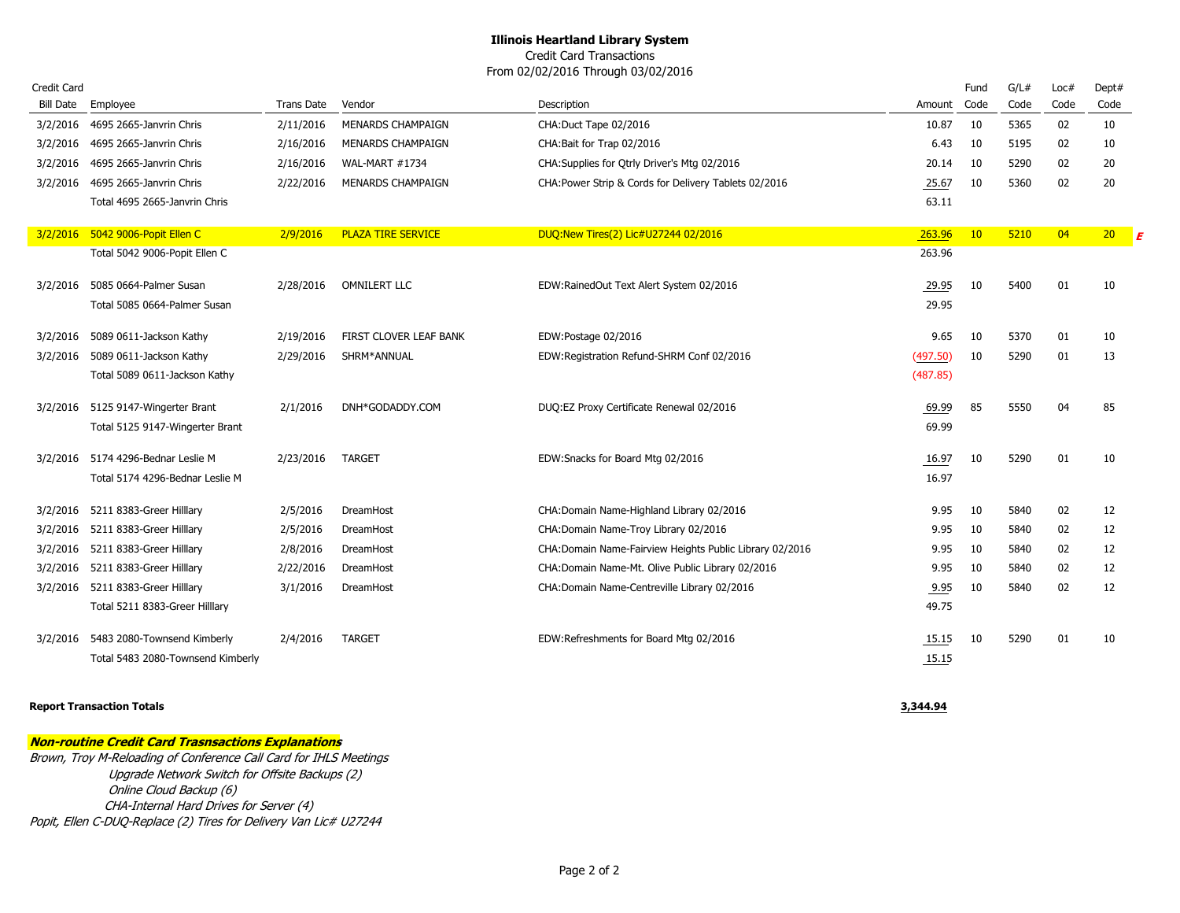# Illinois Heartland Library System

Credit Card Transactions

From 02/02/2016 Through 03/02/2016

| Credit Card Bill Date | Employee | Trans Date | Vendor | Description | Amount | Fund Code | G/L# Code | Loc# Code | Dept# Code | |
|---|---|---|---|---|---|---|---|---|---|---|
| 3/2/2016 | 4695 2665-Janvrin Chris | 2/11/2016 | MENARDS CHAMPAIGN | CHA:Duct Tape 02/2016 | 10.87 | 10 | 5365 | 02 | 10 | |
| 3/2/2016 | 4695 2665-Janvrin Chris | 2/16/2016 | MENARDS CHAMPAIGN | CHA:Bait for Trap 02/2016 | 6.43 | 10 | 5195 | 02 | 10 | |
| 3/2/2016 | 4695 2665-Janvrin Chris | 2/16/2016 | WAL-MART #1734 | CHA:Supplies for Qtrly Driver's Mtg 02/2016 | 20.14 | 10 | 5290 | 02 | 20 | |
| 3/2/2016 | 4695 2665-Janvrin Chris | 2/22/2016 | MENARDS CHAMPAIGN | CHA:Power Strip & Cords for Delivery Tablets 02/2016 | 25.67 | 10 | 5360 | 02 | 20 | |
| | Total 4695 2665-Janvrin Chris | | | | 63.11 | | | | | |
| 3/2/2016 | 5042 9006-Popit Ellen C | 2/9/2016 | PLAZA TIRE SERVICE | DUQ:New Tires(2) Lic#U27244 02/2016 | 263.96 | 10 | 5210 | 04 | 20 | E |
| | Total 5042 9006-Popit Ellen C | | | | 263.96 | | | | | |
| 3/2/2016 | 5085 0664-Palmer Susan | 2/28/2016 | OMNILERT LLC | EDW:RainedOut Text Alert System 02/2016 | 29.95 | 10 | 5400 | 01 | 10 | |
| | Total 5085 0664-Palmer Susan | | | | 29.95 | | | | | |
| 3/2/2016 | 5089 0611-Jackson Kathy | 2/19/2016 | FIRST CLOVER LEAF BANK | EDW:Postage 02/2016 | 9.65 | 10 | 5370 | 01 | 10 | |
| 3/2/2016 | 5089 0611-Jackson Kathy | 2/29/2016 | SHRM*ANNUAL | EDW:Registration Refund-SHRM Conf 02/2016 | (497.50) | 10 | 5290 | 01 | 13 | |
| | Total 5089 0611-Jackson Kathy | | | | (487.85) | | | | | |
| 3/2/2016 | 5125 9147-Wingerter Brant | 2/1/2016 | DNH*GODADDY.COM | DUQ:EZ Proxy Certificate Renewal 02/2016 | 69.99 | 85 | 5550 | 04 | 85 | |
| | Total 5125 9147-Wingerter Brant | | | | 69.99 | | | | | |
| 3/2/2016 | 5174 4296-Bednar Leslie M | 2/23/2016 | TARGET | EDW:Snacks for Board Mtg 02/2016 | 16.97 | 10 | 5290 | 01 | 10 | |
| | Total 5174 4296-Bednar Leslie M | | | | 16.97 | | | | | |
| 3/2/2016 | 5211 8383-Greer Hilllary | 2/5/2016 | DreamHost | CHA:Domain Name-Highland Library 02/2016 | 9.95 | 10 | 5840 | 02 | 12 | |
| 3/2/2016 | 5211 8383-Greer Hilllary | 2/5/2016 | DreamHost | CHA:Domain Name-Troy Library 02/2016 | 9.95 | 10 | 5840 | 02 | 12 | |
| 3/2/2016 | 5211 8383-Greer Hilllary | 2/8/2016 | DreamHost | CHA:Domain Name-Fairview Heights Public Library 02/2016 | 9.95 | 10 | 5840 | 02 | 12 | |
| 3/2/2016 | 5211 8383-Greer Hilllary | 2/22/2016 | DreamHost | CHA:Domain Name-Mt. Olive Public Library 02/2016 | 9.95 | 10 | 5840 | 02 | 12 | |
| 3/2/2016 | 5211 8383-Greer Hilllary | 3/1/2016 | DreamHost | CHA:Domain Name-Centreville Library 02/2016 | 9.95 | 10 | 5840 | 02 | 12 | |
| | Total 5211 8383-Greer Hilllary | | | | 49.75 | | | | | |
| 3/2/2016 | 5483 2080-Townsend Kimberly | 2/4/2016 | TARGET | EDW:Refreshments for Board Mtg 02/2016 | 15.15 | 10 | 5290 | 01 | 10 | |
| | Total 5483 2080-Townsend Kimberly | | | | 15.15 | | | | | |

**Report Transaction Totals** **3,344.94**

***Non-routine Credit Card Trasnsactions Explanations***

*Brown, Troy M-Reloading of Conference Call Card for IHLS Meetings*

*Upgrade Network Switch for Offsite Backups (2)*

*Online Cloud Backup (6)*

*CHA-Internal Hard Drives for Server (4)*

*Popit, Ellen C-DUQ-Replace (2) Tires for Delivery Van Lic# U27244*